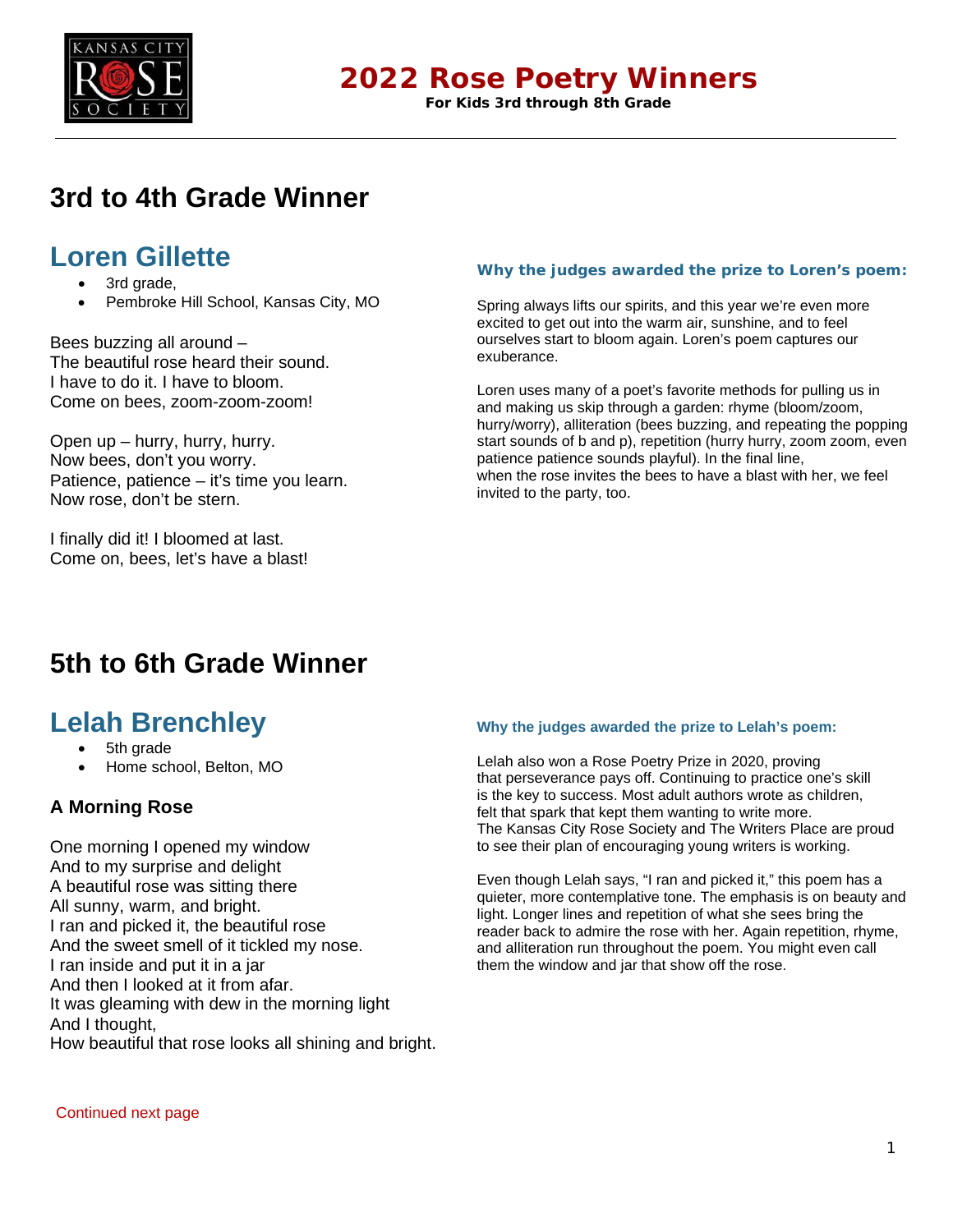# 2022 Rose Poetry Winners

**For Kids 3rd through 8th Grade**

---

## 3rd to 4th Grade Winner

### Loren Gillette

- 3rd grade,
- Pembroke Hill School, Kansas City, MO

Bees buzzing all around –
The beautiful rose heard their sound.
I have to do it. I have to bloom.
Come on bees, zoom-zoom-zoom!

Open up – hurry, hurry, hurry.
Now bees, don't you worry.
Patience, patience – it's time you learn.
Now rose, don't be stern.

I finally did it! I bloomed at last.
Come on, bees, let's have a blast!

#### Why the judges awarded the prize to Loren's poem:

Spring always lifts our spirits, and this year we're even more excited to get out into the warm air, sunshine, and to feel ourselves start to bloom again. Loren's poem captures our exuberance.

Loren uses many of a poet's favorite methods for pulling us in and making us skip through a garden: rhyme (bloom/zoom, hurry/worry), alliteration (bees buzzing, and repeating the popping start sounds of b and p), repetition (hurry hurry, zoom zoom, even patience patience sounds playful). In the final line, when the rose invites the bees to have a blast with her, we feel invited to the party, too.

## 5th to 6th Grade Winner

### Lelah Brenchley

- 5th grade
- Home school, Belton, MO

#### A Morning Rose

One morning I opened my window
And to my surprise and delight
A beautiful rose was sitting there
All sunny, warm, and bright.
I ran and picked it, the beautiful rose
And the sweet smell of it tickled my nose.
I ran inside and put it in a jar
And then I looked at it from afar.
It was gleaming with dew in the morning light
And I thought,
How beautiful that rose looks all shining and bright.

#### Why the judges awarded the prize to Lelah's poem:

Lelah also won a Rose Poetry Prize in 2020, proving that perseverance pays off. Continuing to practice one's skill is the key to success. Most adult authors wrote as children, felt that spark that kept them wanting to write more. The Kansas City Rose Society and The Writers Place are proud to see their plan of encouraging young writers is working.

Even though Lelah says, "I ran and picked it," this poem has a quieter, more contemplative tone. The emphasis is on beauty and light. Longer lines and repetition of what she sees bring the reader back to admire the rose with her. Again repetition, rhyme, and alliteration run throughout the poem. You might even call them the window and jar that show off the rose.

Continued next page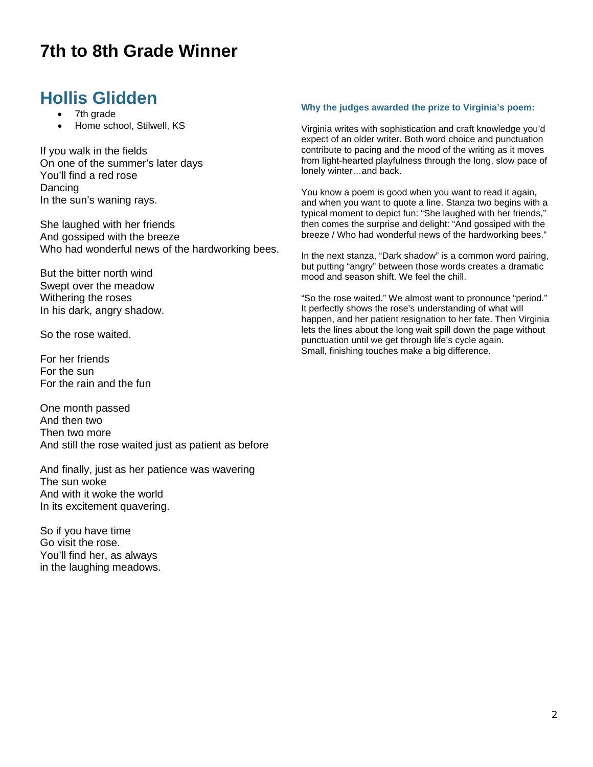# 7th to 8th Grade Winner

## Hollis Glidden

- 7th grade
- Home school, Stilwell, KS

If you walk in the fields
On one of the summer's later days
You'll find a red rose
Dancing
In the sun's waning rays.

She laughed with her friends
And gossiped with the breeze
Who had wonderful news of the hardworking bees.

But the bitter north wind
Swept over the meadow
Withering the roses
In his dark, angry shadow.

So the rose waited.

For her friends
For the sun
For the rain and the fun

One month passed
And then two
Then two more
And still the rose waited just as patient as before

And finally, just as her patience was wavering
The sun woke
And with it woke the world
In its excitement quavering.

So if you have time
Go visit the rose.
You'll find her, as always
in the laughing meadows.

#### Why the judges awarded the prize to Virginia's poem:

Virginia writes with sophistication and craft knowledge you'd expect of an older writer. Both word choice and punctuation contribute to pacing and the mood of the writing as it moves from light-hearted playfulness through the long, slow pace of lonely winter…and back.

You know a poem is good when you want to read it again, and when you want to quote a line. Stanza two begins with a typical moment to depict fun: "She laughed with her friends," then comes the surprise and delight: "And gossiped with the breeze / Who had wonderful news of the hardworking bees."

In the next stanza, "Dark shadow" is a common word pairing, but putting "angry" between those words creates a dramatic mood and season shift. We feel the chill.

"So the rose waited." We almost want to pronounce "period." It perfectly shows the rose's understanding of what will happen, and her patient resignation to her fate. Then Virginia lets the lines about the long wait spill down the page without punctuation until we get through life's cycle again.
Small, finishing touches make a big difference.